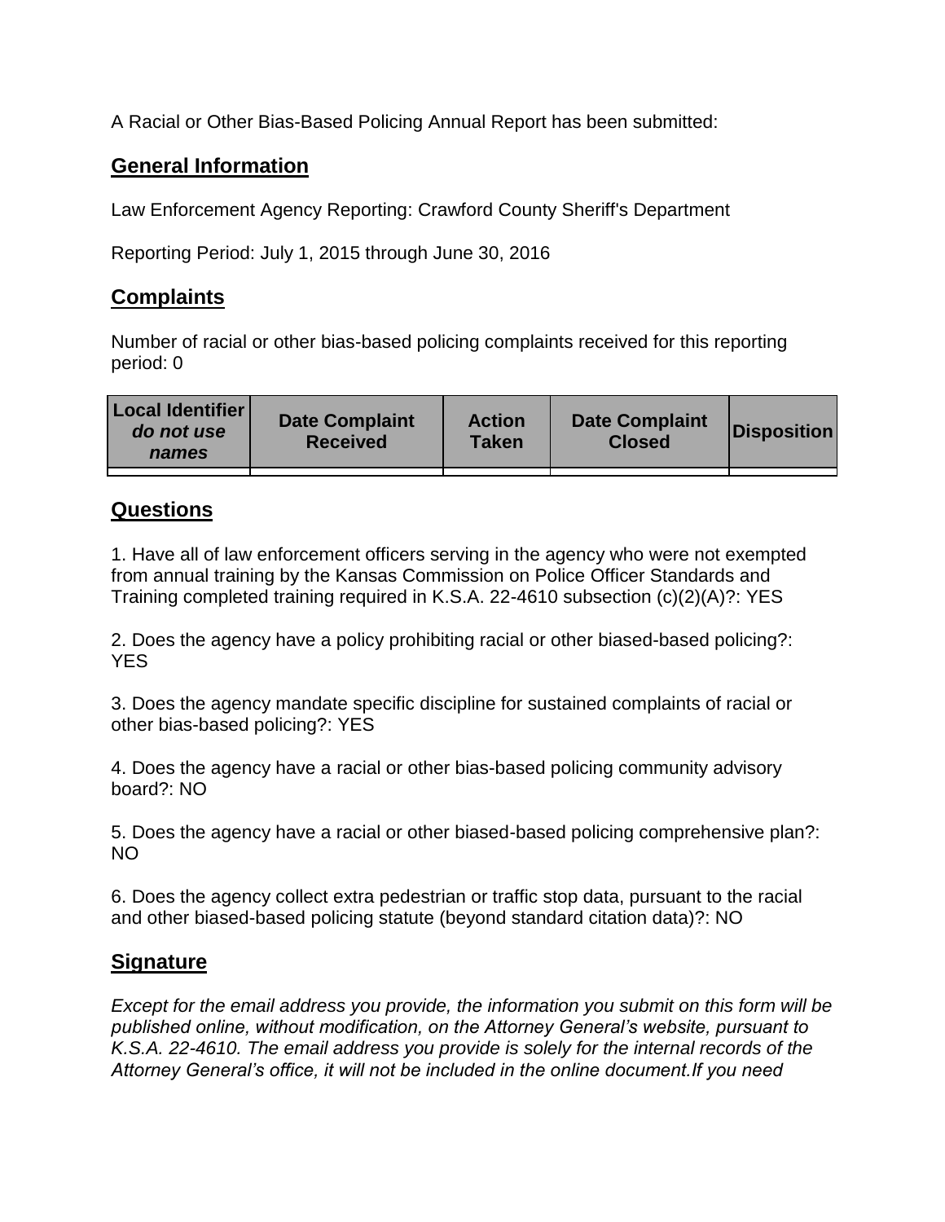A Racial or Other Bias-Based Policing Annual Report has been submitted:

## General Information

Law Enforcement Agency Reporting: Crawford County Sheriff's Department

Reporting Period: July 1, 2015 through June 30, 2016

## Complaints

Number of racial or other bias-based policing complaints received for this reporting period: 0

| Local Identifier *do not use names* | Date Complaint Received | Action Taken | Date Complaint Closed | Disposition |
|---|---|---|---|---|
| | | | | |

## Questions

1. Have all of law enforcement officers serving in the agency who were not exempted from annual training by the Kansas Commission on Police Officer Standards and Training completed training required in K.S.A. 22-4610 subsection (c)(2)(A)?: YES

2. Does the agency have a policy prohibiting racial or other biased-based policing?: YES

3. Does the agency mandate specific discipline for sustained complaints of racial or other bias-based policing?: YES

4. Does the agency have a racial or other bias-based policing community advisory board?: NO

5. Does the agency have a racial or other biased-based policing comprehensive plan?: NO

6. Does the agency collect extra pedestrian or traffic stop data, pursuant to the racial and other biased-based policing statute (beyond standard citation data)?: NO

## Signature

*Except for the email address you provide, the information you submit on this form will be published online, without modification, on the Attorney General's website, pursuant to K.S.A. 22-4610. The email address you provide is solely for the internal records of the Attorney General's office, it will not be included in the online document.If you need*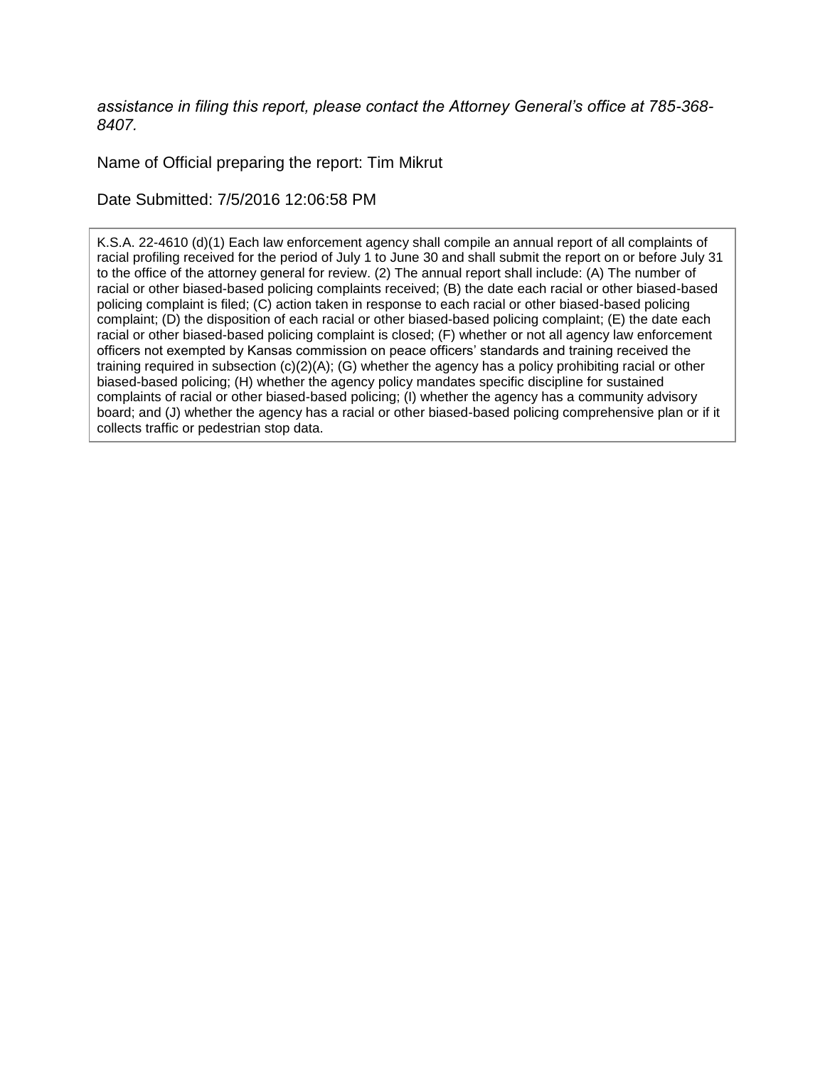*assistance in filing this report, please contact the Attorney General's office at 785-368-8407.*

Name of Official preparing the report: Tim Mikrut

Date Submitted: 7/5/2016 12:06:58 PM

K.S.A. 22-4610 (d)(1) Each law enforcement agency shall compile an annual report of all complaints of racial profiling received for the period of July 1 to June 30 and shall submit the report on or before July 31 to the office of the attorney general for review. (2) The annual report shall include: (A) The number of racial or other biased-based policing complaints received; (B) the date each racial or other biased-based policing complaint is filed; (C) action taken in response to each racial or other biased-based policing complaint; (D) the disposition of each racial or other biased-based policing complaint; (E) the date each racial or other biased-based policing complaint is closed; (F) whether or not all agency law enforcement officers not exempted by Kansas commission on peace officers' standards and training received the training required in subsection (c)(2)(A); (G) whether the agency has a policy prohibiting racial or other biased-based policing; (H) whether the agency policy mandates specific discipline for sustained complaints of racial or other biased-based policing; (I) whether the agency has a community advisory board; and (J) whether the agency has a racial or other biased-based policing comprehensive plan or if it collects traffic or pedestrian stop data.